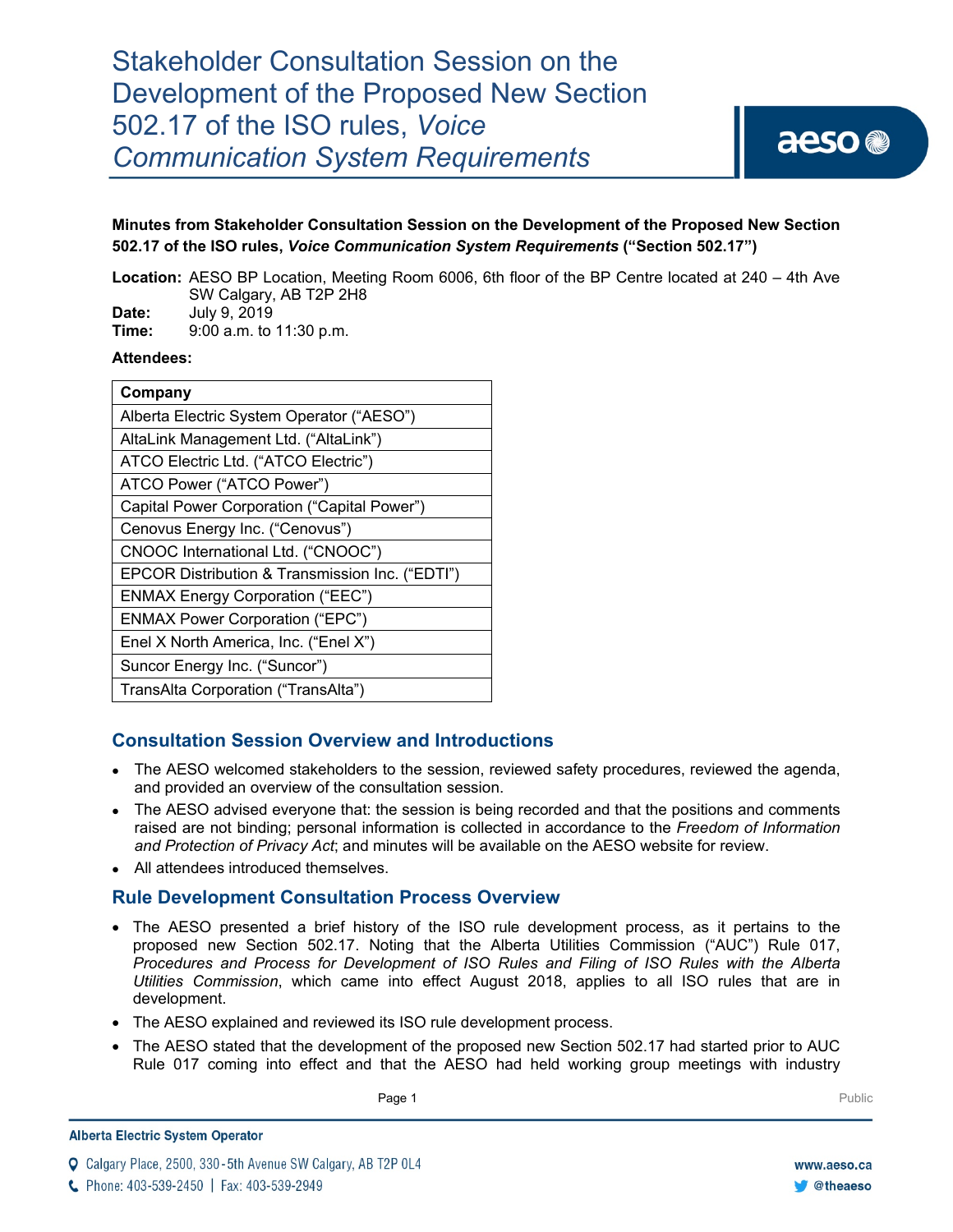# Stakeholder Consultation Session on the Development of the Proposed New Section 502.17 of the ISO rules, *Voice Communication System Requirements*

**Minutes from Stakeholder Consultation Session on the Development of the Proposed New Section 502.17 of the ISO rules, *Voice Communication System Requirements* ("Section 502.17")**

**Location:** AESO BP Location, Meeting Room 6006, 6th floor of the BP Centre located at 240 – 4th Ave SW Calgary, AB T2P 2H8
**Date:** July 9, 2019
**Time:** 9:00 a.m. to 11:30 p.m.

**Attendees:**

| Company |
|---|
| Alberta Electric System Operator ("AESO") |
| AltaLink Management Ltd. ("AltaLink") |
| ATCO Electric Ltd. ("ATCO Electric") |
| ATCO Power ("ATCO Power") |
| Capital Power Corporation ("Capital Power") |
| Cenovus Energy Inc. ("Cenovus") |
| CNOOC International Ltd. ("CNOOC") |
| EPCOR Distribution & Transmission Inc. ("EDTI") |
| ENMAX Energy Corporation ("EEC") |
| ENMAX Power Corporation ("EPC") |
| Enel X North America, Inc. ("Enel X") |
| Suncor Energy Inc. ("Suncor") |
| TransAlta Corporation ("TransAlta") |

## Consultation Session Overview and Introductions

- The AESO welcomed stakeholders to the session, reviewed safety procedures, reviewed the agenda, and provided an overview of the consultation session.
- The AESO advised everyone that: the session is being recorded and that the positions and comments raised are not binding; personal information is collected in accordance to the *Freedom of Information and Protection of Privacy Act*; and minutes will be available on the AESO website for review.
- All attendees introduced themselves.

## Rule Development Consultation Process Overview

- The AESO presented a brief history of the ISO rule development process, as it pertains to the proposed new Section 502.17. Noting that the Alberta Utilities Commission ("AUC") Rule 017, *Procedures and Process for Development of ISO Rules and Filing of ISO Rules with the Alberta Utilities Commission*, which came into effect August 2018, applies to all ISO rules that are in development.
- The AESO explained and reviewed its ISO rule development process.
- The AESO stated that the development of the proposed new Section 502.17 had started prior to AUC Rule 017 coming into effect and that the AESO had held working group meetings with industry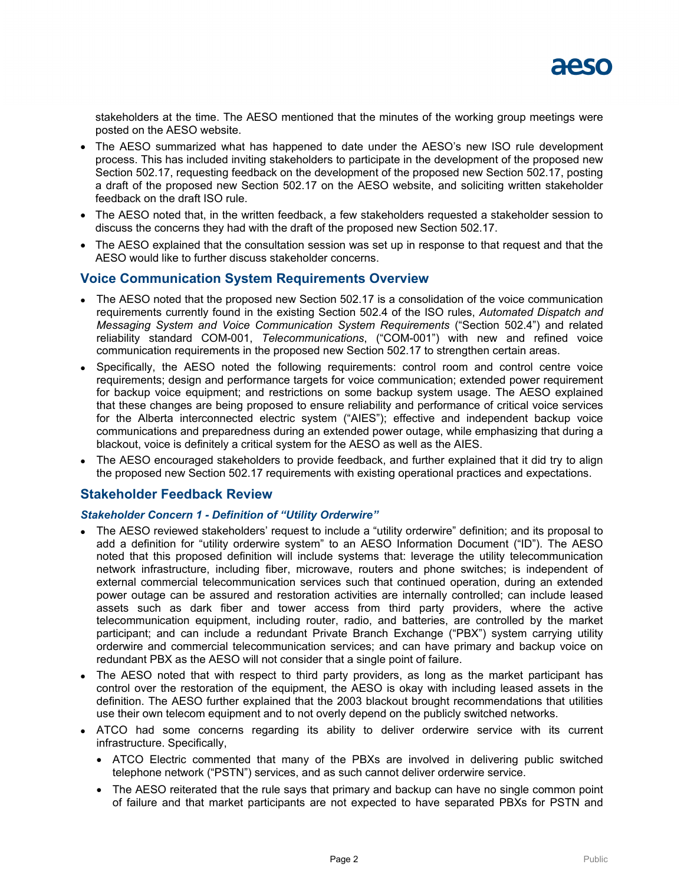stakeholders at the time. The AESO mentioned that the minutes of the working group meetings were posted on the AESO website.

- The AESO summarized what has happened to date under the AESO's new ISO rule development process. This has included inviting stakeholders to participate in the development of the proposed new Section 502.17, requesting feedback on the development of the proposed new Section 502.17, posting a draft of the proposed new Section 502.17 on the AESO website, and soliciting written stakeholder feedback on the draft ISO rule.
- The AESO noted that, in the written feedback, a few stakeholders requested a stakeholder session to discuss the concerns they had with the draft of the proposed new Section 502.17.
- The AESO explained that the consultation session was set up in response to that request and that the AESO would like to further discuss stakeholder concerns.

## Voice Communication System Requirements Overview

- The AESO noted that the proposed new Section 502.17 is a consolidation of the voice communication requirements currently found in the existing Section 502.4 of the ISO rules, *Automated Dispatch and Messaging System and Voice Communication System Requirements* ("Section 502.4") and related reliability standard COM-001, *Telecommunications*, ("COM-001") with new and refined voice communication requirements in the proposed new Section 502.17 to strengthen certain areas.
- Specifically, the AESO noted the following requirements: control room and control centre voice requirements; design and performance targets for voice communication; extended power requirement for backup voice equipment; and restrictions on some backup system usage. The AESO explained that these changes are being proposed to ensure reliability and performance of critical voice services for the Alberta interconnected electric system ("AIES"); effective and independent backup voice communications and preparedness during an extended power outage, while emphasizing that during a blackout, voice is definitely a critical system for the AESO as well as the AIES.
- The AESO encouraged stakeholders to provide feedback, and further explained that it did try to align the proposed new Section 502.17 requirements with existing operational practices and expectations.

## Stakeholder Feedback Review

### *Stakeholder Concern 1 - Definition of "Utility Orderwire"*

- The AESO reviewed stakeholders' request to include a "utility orderwire" definition; and its proposal to add a definition for "utility orderwire system" to an AESO Information Document ("ID"). The AESO noted that this proposed definition will include systems that: leverage the utility telecommunication network infrastructure, including fiber, microwave, routers and phone switches; is independent of external commercial telecommunication services such that continued operation, during an extended power outage can be assured and restoration activities are internally controlled; can include leased assets such as dark fiber and tower access from third party providers, where the active telecommunication equipment, including router, radio, and batteries, are controlled by the market participant; and can include a redundant Private Branch Exchange ("PBX") system carrying utility orderwire and commercial telecommunication services; and can have primary and backup voice on redundant PBX as the AESO will not consider that a single point of failure.
- The AESO noted that with respect to third party providers, as long as the market participant has control over the restoration of the equipment, the AESO is okay with including leased assets in the definition. The AESO further explained that the 2003 blackout brought recommendations that utilities use their own telecom equipment and to not overly depend on the publicly switched networks.
- ATCO had some concerns regarding its ability to deliver orderwire service with its current infrastructure. Specifically,
  - ATCO Electric commented that many of the PBXs are involved in delivering public switched telephone network ("PSTN") services, and as such cannot deliver orderwire service.
  - The AESO reiterated that the rule says that primary and backup can have no single common point of failure and that market participants are not expected to have separated PBXs for PSTN and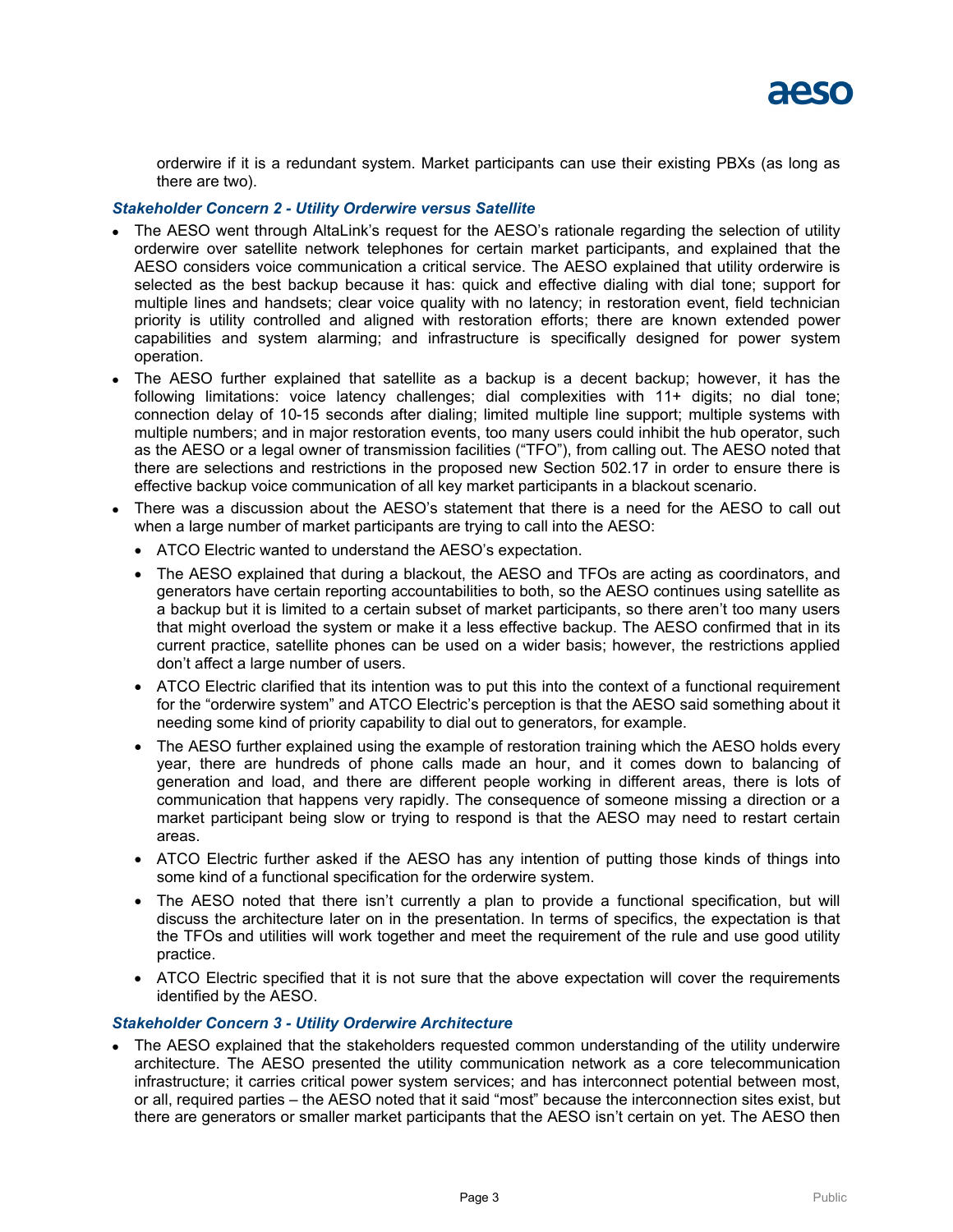orderwire if it is a redundant system. Market participants can use their existing PBXs (as long as there are two).

***Stakeholder Concern 2 - Utility Orderwire versus Satellite***

- The AESO went through AltaLink's request for the AESO's rationale regarding the selection of utility orderwire over satellite network telephones for certain market participants, and explained that the AESO considers voice communication a critical service. The AESO explained that utility orderwire is selected as the best backup because it has: quick and effective dialing with dial tone; support for multiple lines and handsets; clear voice quality with no latency; in restoration event, field technician priority is utility controlled and aligned with restoration efforts; there are known extended power capabilities and system alarming; and infrastructure is specifically designed for power system operation.
- The AESO further explained that satellite as a backup is a decent backup; however, it has the following limitations: voice latency challenges; dial complexities with 11+ digits; no dial tone; connection delay of 10-15 seconds after dialing; limited multiple line support; multiple systems with multiple numbers; and in major restoration events, too many users could inhibit the hub operator, such as the AESO or a legal owner of transmission facilities ("TFO"), from calling out. The AESO noted that there are selections and restrictions in the proposed new Section 502.17 in order to ensure there is effective backup voice communication of all key market participants in a blackout scenario.
- There was a discussion about the AESO's statement that there is a need for the AESO to call out when a large number of market participants are trying to call into the AESO:
  - ATCO Electric wanted to understand the AESO's expectation.
  - The AESO explained that during a blackout, the AESO and TFOs are acting as coordinators, and generators have certain reporting accountabilities to both, so the AESO continues using satellite as a backup but it is limited to a certain subset of market participants, so there aren't too many users that might overload the system or make it a less effective backup. The AESO confirmed that in its current practice, satellite phones can be used on a wider basis; however, the restrictions applied don't affect a large number of users.
  - ATCO Electric clarified that its intention was to put this into the context of a functional requirement for the "orderwire system" and ATCO Electric's perception is that the AESO said something about it needing some kind of priority capability to dial out to generators, for example.
  - The AESO further explained using the example of restoration training which the AESO holds every year, there are hundreds of phone calls made an hour, and it comes down to balancing of generation and load, and there are different people working in different areas, there is lots of communication that happens very rapidly. The consequence of someone missing a direction or a market participant being slow or trying to respond is that the AESO may need to restart certain areas.
  - ATCO Electric further asked if the AESO has any intention of putting those kinds of things into some kind of a functional specification for the orderwire system.
  - The AESO noted that there isn't currently a plan to provide a functional specification, but will discuss the architecture later on in the presentation. In terms of specifics, the expectation is that the TFOs and utilities will work together and meet the requirement of the rule and use good utility practice.
  - ATCO Electric specified that it is not sure that the above expectation will cover the requirements identified by the AESO.

***Stakeholder Concern 3 - Utility Orderwire Architecture***

- The AESO explained that the stakeholders requested common understanding of the utility underwire architecture. The AESO presented the utility communication network as a core telecommunication infrastructure; it carries critical power system services; and has interconnect potential between most, or all, required parties – the AESO noted that it said "most" because the interconnection sites exist, but there are generators or smaller market participants that the AESO isn't certain on yet. The AESO then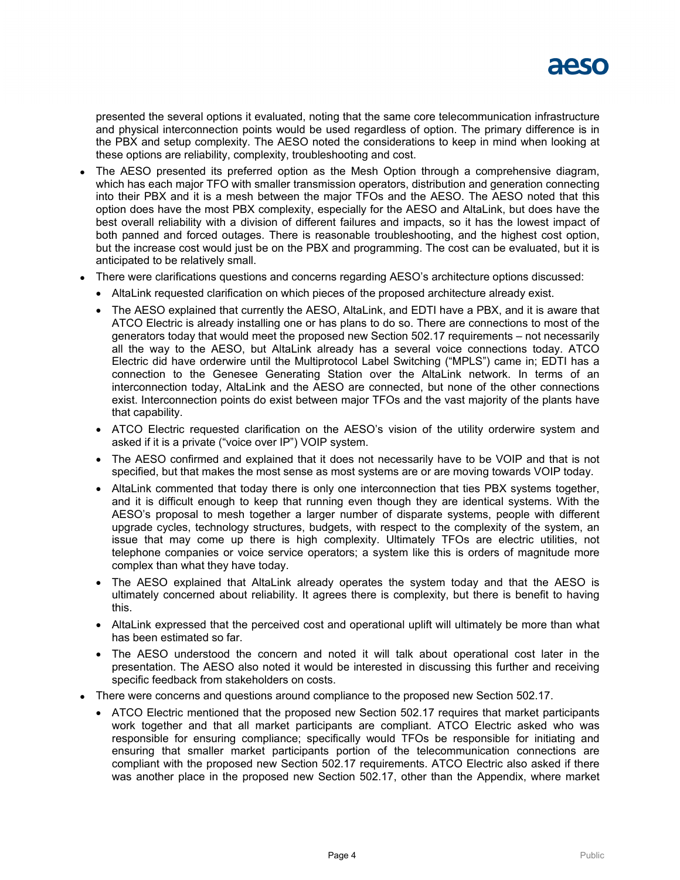presented the several options it evaluated, noting that the same core telecommunication infrastructure and physical interconnection points would be used regardless of option. The primary difference is in the PBX and setup complexity. The AESO noted the considerations to keep in mind when looking at these options are reliability, complexity, troubleshooting and cost.

- The AESO presented its preferred option as the Mesh Option through a comprehensive diagram, which has each major TFO with smaller transmission operators, distribution and generation connecting into their PBX and it is a mesh between the major TFOs and the AESO. The AESO noted that this option does have the most PBX complexity, especially for the AESO and AltaLink, but does have the best overall reliability with a division of different failures and impacts, so it has the lowest impact of both panned and forced outages. There is reasonable troubleshooting, and the highest cost option, but the increase cost would just be on the PBX and programming. The cost can be evaluated, but it is anticipated to be relatively small.
- There were clarifications questions and concerns regarding AESO's architecture options discussed:
  - AltaLink requested clarification on which pieces of the proposed architecture already exist.
  - The AESO explained that currently the AESO, AltaLink, and EDTI have a PBX, and it is aware that ATCO Electric is already installing one or has plans to do so. There are connections to most of the generators today that would meet the proposed new Section 502.17 requirements – not necessarily all the way to the AESO, but AltaLink already has a several voice connections today. ATCO Electric did have orderwire until the Multiprotocol Label Switching ("MPLS") came in; EDTI has a connection to the Genesee Generating Station over the AltaLink network. In terms of an interconnection today, AltaLink and the AESO are connected, but none of the other connections exist. Interconnection points do exist between major TFOs and the vast majority of the plants have that capability.
  - ATCO Electric requested clarification on the AESO's vision of the utility orderwire system and asked if it is a private ("voice over IP") VOIP system.
  - The AESO confirmed and explained that it does not necessarily have to be VOIP and that is not specified, but that makes the most sense as most systems are or are moving towards VOIP today.
  - AltaLink commented that today there is only one interconnection that ties PBX systems together, and it is difficult enough to keep that running even though they are identical systems. With the AESO's proposal to mesh together a larger number of disparate systems, people with different upgrade cycles, technology structures, budgets, with respect to the complexity of the system, an issue that may come up there is high complexity. Ultimately TFOs are electric utilities, not telephone companies or voice service operators; a system like this is orders of magnitude more complex than what they have today.
  - The AESO explained that AltaLink already operates the system today and that the AESO is ultimately concerned about reliability. It agrees there is complexity, but there is benefit to having this.
  - AltaLink expressed that the perceived cost and operational uplift will ultimately be more than what has been estimated so far.
  - The AESO understood the concern and noted it will talk about operational cost later in the presentation. The AESO also noted it would be interested in discussing this further and receiving specific feedback from stakeholders on costs.
- There were concerns and questions around compliance to the proposed new Section 502.17.
  - ATCO Electric mentioned that the proposed new Section 502.17 requires that market participants work together and that all market participants are compliant. ATCO Electric asked who was responsible for ensuring compliance; specifically would TFOs be responsible for initiating and ensuring that smaller market participants portion of the telecommunication connections are compliant with the proposed new Section 502.17 requirements. ATCO Electric also asked if there was another place in the proposed new Section 502.17, other than the Appendix, where market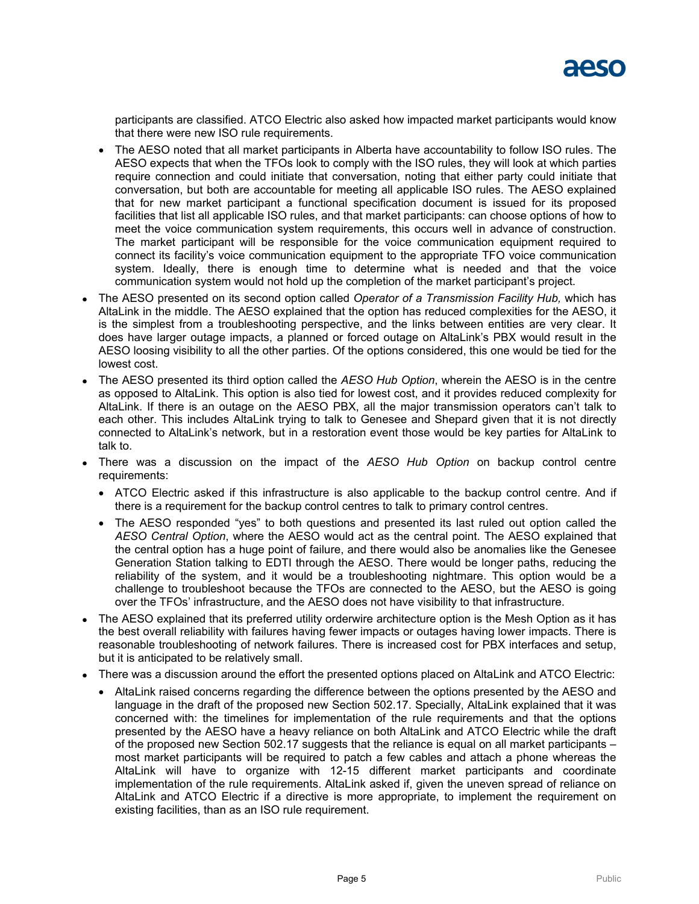participants are classified. ATCO Electric also asked how impacted market participants would know that there were new ISO rule requirements.

- The AESO noted that all market participants in Alberta have accountability to follow ISO rules. The AESO expects that when the TFOs look to comply with the ISO rules, they will look at which parties require connection and could initiate that conversation, noting that either party could initiate that conversation, but both are accountable for meeting all applicable ISO rules. The AESO explained that for new market participant a functional specification document is issued for its proposed facilities that list all applicable ISO rules, and that market participants: can choose options of how to meet the voice communication system requirements, this occurs well in advance of construction. The market participant will be responsible for the voice communication equipment required to connect its facility's voice communication equipment to the appropriate TFO voice communication system. Ideally, there is enough time to determine what is needed and that the voice communication system would not hold up the completion of the market participant's project.

- The AESO presented on its second option called *Operator of a Transmission Facility Hub,* which has AltaLink in the middle. The AESO explained that the option has reduced complexities for the AESO, it is the simplest from a troubleshooting perspective, and the links between entities are very clear. It does have larger outage impacts, a planned or forced outage on AltaLink's PBX would result in the AESO loosing visibility to all the other parties. Of the options considered, this one would be tied for the lowest cost.
- The AESO presented its third option called the *AESO Hub Option*, wherein the AESO is in the centre as opposed to AltaLink. This option is also tied for lowest cost, and it provides reduced complexity for AltaLink. If there is an outage on the AESO PBX, all the major transmission operators can't talk to each other. This includes AltaLink trying to talk to Genesee and Shepard given that it is not directly connected to AltaLink's network, but in a restoration event those would be key parties for AltaLink to talk to.
- There was a discussion on the impact of the *AESO Hub Option* on backup control centre requirements:
  - ATCO Electric asked if this infrastructure is also applicable to the backup control centre. And if there is a requirement for the backup control centres to talk to primary control centres.
  - The AESO responded "yes" to both questions and presented its last ruled out option called the *AESO Central Option*, where the AESO would act as the central point. The AESO explained that the central option has a huge point of failure, and there would also be anomalies like the Genesee Generation Station talking to EDTI through the AESO. There would be longer paths, reducing the reliability of the system, and it would be a troubleshooting nightmare. This option would be a challenge to troubleshoot because the TFOs are connected to the AESO, but the AESO is going over the TFOs' infrastructure, and the AESO does not have visibility to that infrastructure.
- The AESO explained that its preferred utility orderwire architecture option is the Mesh Option as it has the best overall reliability with failures having fewer impacts or outages having lower impacts. There is reasonable troubleshooting of network failures. There is increased cost for PBX interfaces and setup, but it is anticipated to be relatively small.
- There was a discussion around the effort the presented options placed on AltaLink and ATCO Electric:
  - AltaLink raised concerns regarding the difference between the options presented by the AESO and language in the draft of the proposed new Section 502.17. Specially, AltaLink explained that it was concerned with: the timelines for implementation of the rule requirements and that the options presented by the AESO have a heavy reliance on both AltaLink and ATCO Electric while the draft of the proposed new Section 502.17 suggests that the reliance is equal on all market participants – most market participants will be required to patch a few cables and attach a phone whereas the AltaLink will have to organize with 12-15 different market participants and coordinate implementation of the rule requirements. AltaLink asked if, given the uneven spread of reliance on AltaLink and ATCO Electric if a directive is more appropriate, to implement the requirement on existing facilities, than as an ISO rule requirement.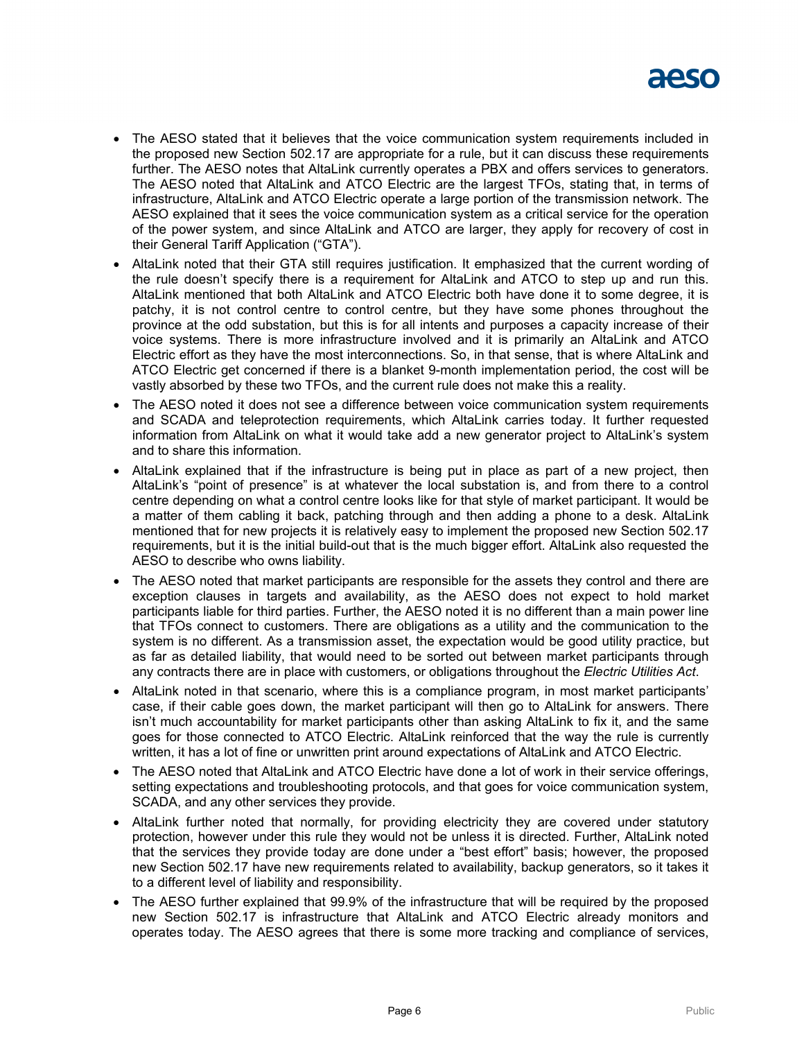- The AESO stated that it believes that the voice communication system requirements included in the proposed new Section 502.17 are appropriate for a rule, but it can discuss these requirements further. The AESO notes that AltaLink currently operates a PBX and offers services to generators. The AESO noted that AltaLink and ATCO Electric are the largest TFOs, stating that, in terms of infrastructure, AltaLink and ATCO Electric operate a large portion of the transmission network. The AESO explained that it sees the voice communication system as a critical service for the operation of the power system, and since AltaLink and ATCO are larger, they apply for recovery of cost in their General Tariff Application ("GTA").
- AltaLink noted that their GTA still requires justification. It emphasized that the current wording of the rule doesn't specify there is a requirement for AltaLink and ATCO to step up and run this. AltaLink mentioned that both AltaLink and ATCO Electric both have done it to some degree, it is patchy, it is not control centre to control centre, but they have some phones throughout the province at the odd substation, but this is for all intents and purposes a capacity increase of their voice systems. There is more infrastructure involved and it is primarily an AltaLink and ATCO Electric effort as they have the most interconnections. So, in that sense, that is where AltaLink and ATCO Electric get concerned if there is a blanket 9-month implementation period, the cost will be vastly absorbed by these two TFOs, and the current rule does not make this a reality.
- The AESO noted it does not see a difference between voice communication system requirements and SCADA and teleprotection requirements, which AltaLink carries today. It further requested information from AltaLink on what it would take add a new generator project to AltaLink's system and to share this information.
- AltaLink explained that if the infrastructure is being put in place as part of a new project, then AltaLink's "point of presence" is at whatever the local substation is, and from there to a control centre depending on what a control centre looks like for that style of market participant. It would be a matter of them cabling it back, patching through and then adding a phone to a desk. AltaLink mentioned that for new projects it is relatively easy to implement the proposed new Section 502.17 requirements, but it is the initial build-out that is the much bigger effort. AltaLink also requested the AESO to describe who owns liability.
- The AESO noted that market participants are responsible for the assets they control and there are exception clauses in targets and availability, as the AESO does not expect to hold market participants liable for third parties. Further, the AESO noted it is no different than a main power line that TFOs connect to customers. There are obligations as a utility and the communication to the system is no different. As a transmission asset, the expectation would be good utility practice, but as far as detailed liability, that would need to be sorted out between market participants through any contracts there are in place with customers, or obligations throughout the *Electric Utilities Act*.
- AltaLink noted in that scenario, where this is a compliance program, in most market participants' case, if their cable goes down, the market participant will then go to AltaLink for answers. There isn't much accountability for market participants other than asking AltaLink to fix it, and the same goes for those connected to ATCO Electric. AltaLink reinforced that the way the rule is currently written, it has a lot of fine or unwritten print around expectations of AltaLink and ATCO Electric.
- The AESO noted that AltaLink and ATCO Electric have done a lot of work in their service offerings, setting expectations and troubleshooting protocols, and that goes for voice communication system, SCADA, and any other services they provide.
- AltaLink further noted that normally, for providing electricity they are covered under statutory protection, however under this rule they would not be unless it is directed. Further, AltaLink noted that the services they provide today are done under a "best effort" basis; however, the proposed new Section 502.17 have new requirements related to availability, backup generators, so it takes it to a different level of liability and responsibility.
- The AESO further explained that 99.9% of the infrastructure that will be required by the proposed new Section 502.17 is infrastructure that AltaLink and ATCO Electric already monitors and operates today. The AESO agrees that there is some more tracking and compliance of services,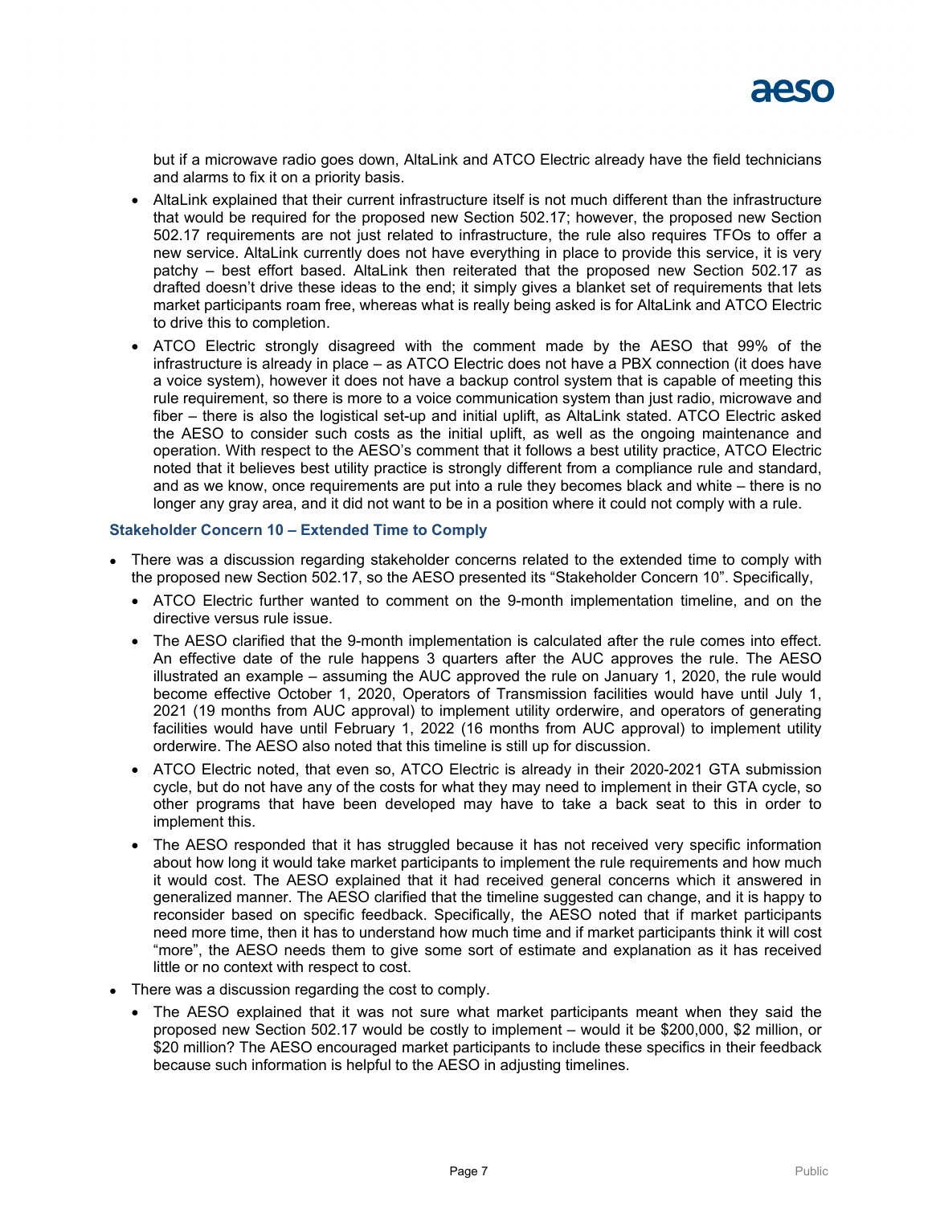but if a microwave radio goes down, AltaLink and ATCO Electric already have the field technicians and alarms to fix it on a priority basis.

- AltaLink explained that their current infrastructure itself is not much different than the infrastructure that would be required for the proposed new Section 502.17; however, the proposed new Section 502.17 requirements are not just related to infrastructure, the rule also requires TFOs to offer a new service. AltaLink currently does not have everything in place to provide this service, it is very patchy – best effort based. AltaLink then reiterated that the proposed new Section 502.17 as drafted doesn't drive these ideas to the end; it simply gives a blanket set of requirements that lets market participants roam free, whereas what is really being asked is for AltaLink and ATCO Electric to drive this to completion.
- ATCO Electric strongly disagreed with the comment made by the AESO that 99% of the infrastructure is already in place – as ATCO Electric does not have a PBX connection (it does have a voice system), however it does not have a backup control system that is capable of meeting this rule requirement, so there is more to a voice communication system than just radio, microwave and fiber – there is also the logistical set-up and initial uplift, as AltaLink stated. ATCO Electric asked the AESO to consider such costs as the initial uplift, as well as the ongoing maintenance and operation. With respect to the AESO's comment that it follows a best utility practice, ATCO Electric noted that it believes best utility practice is strongly different from a compliance rule and standard, and as we know, once requirements are put into a rule they becomes black and white – there is no longer any gray area, and it did not want to be in a position where it could not comply with a rule.

### Stakeholder Concern 10 – Extended Time to Comply

- There was a discussion regarding stakeholder concerns related to the extended time to comply with the proposed new Section 502.17, so the AESO presented its "Stakeholder Concern 10". Specifically,
  - ATCO Electric further wanted to comment on the 9-month implementation timeline, and on the directive versus rule issue.
  - The AESO clarified that the 9-month implementation is calculated after the rule comes into effect. An effective date of the rule happens 3 quarters after the AUC approves the rule. The AESO illustrated an example – assuming the AUC approved the rule on January 1, 2020, the rule would become effective October 1, 2020, Operators of Transmission facilities would have until July 1, 2021 (19 months from AUC approval) to implement utility orderwire, and operators of generating facilities would have until February 1, 2022 (16 months from AUC approval) to implement utility orderwire. The AESO also noted that this timeline is still up for discussion.
  - ATCO Electric noted, that even so, ATCO Electric is already in their 2020-2021 GTA submission cycle, but do not have any of the costs for what they may need to implement in their GTA cycle, so other programs that have been developed may have to take a back seat to this in order to implement this.
  - The AESO responded that it has struggled because it has not received very specific information about how long it would take market participants to implement the rule requirements and how much it would cost. The AESO explained that it had received general concerns which it answered in generalized manner. The AESO clarified that the timeline suggested can change, and it is happy to reconsider based on specific feedback. Specifically, the AESO noted that if market participants need more time, then it has to understand how much time and if market participants think it will cost "more", the AESO needs them to give some sort of estimate and explanation as it has received little or no context with respect to cost.
- There was a discussion regarding the cost to comply.
  - The AESO explained that it was not sure what market participants meant when they said the proposed new Section 502.17 would be costly to implement – would it be $200,000, $2 million, or $20 million? The AESO encouraged market participants to include these specifics in their feedback because such information is helpful to the AESO in adjusting timelines.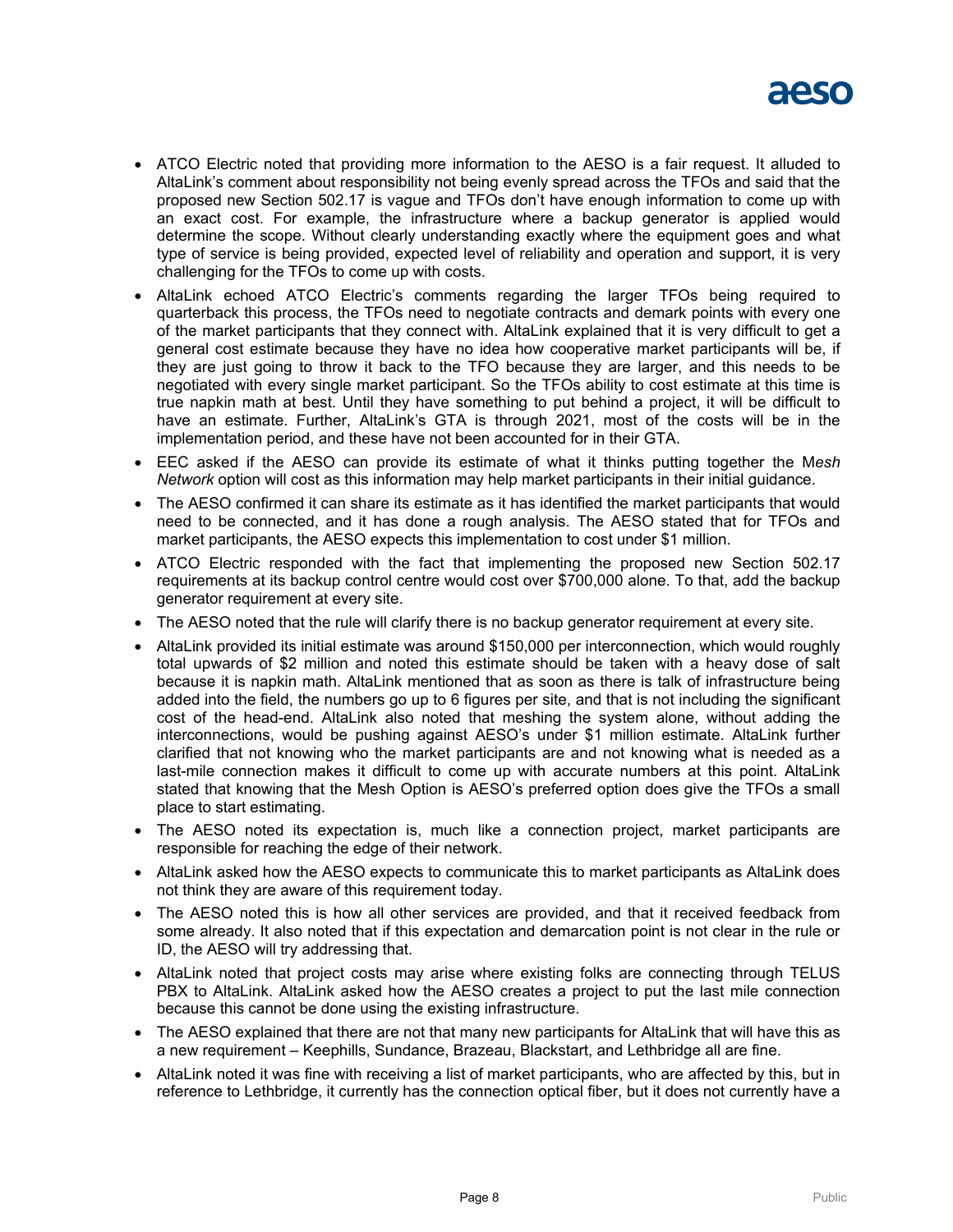- ATCO Electric noted that providing more information to the AESO is a fair request. It alluded to AltaLink's comment about responsibility not being evenly spread across the TFOs and said that the proposed new Section 502.17 is vague and TFOs don't have enough information to come up with an exact cost. For example, the infrastructure where a backup generator is applied would determine the scope. Without clearly understanding exactly where the equipment goes and what type of service is being provided, expected level of reliability and operation and support, it is very challenging for the TFOs to come up with costs.
- AltaLink echoed ATCO Electric's comments regarding the larger TFOs being required to quarterback this process, the TFOs need to negotiate contracts and demark points with every one of the market participants that they connect with. AltaLink explained that it is very difficult to get a general cost estimate because they have no idea how cooperative market participants will be, if they are just going to throw it back to the TFO because they are larger, and this needs to be negotiated with every single market participant. So the TFOs ability to cost estimate at this time is true napkin math at best. Until they have something to put behind a project, it will be difficult to have an estimate. Further, AltaLink's GTA is through 2021, most of the costs will be in the implementation period, and these have not been accounted for in their GTA.
- EEC asked if the AESO can provide its estimate of what it thinks putting together the M*esh Network* option will cost as this information may help market participants in their initial guidance.
- The AESO confirmed it can share its estimate as it has identified the market participants that would need to be connected, and it has done a rough analysis. The AESO stated that for TFOs and market participants, the AESO expects this implementation to cost under $1 million.
- ATCO Electric responded with the fact that implementing the proposed new Section 502.17 requirements at its backup control centre would cost over $700,000 alone. To that, add the backup generator requirement at every site.
- The AESO noted that the rule will clarify there is no backup generator requirement at every site.
- AltaLink provided its initial estimate was around $150,000 per interconnection, which would roughly total upwards of $2 million and noted this estimate should be taken with a heavy dose of salt because it is napkin math. AltaLink mentioned that as soon as there is talk of infrastructure being added into the field, the numbers go up to 6 figures per site, and that is not including the significant cost of the head-end. AltaLink also noted that meshing the system alone, without adding the interconnections, would be pushing against AESO's under $1 million estimate. AltaLink further clarified that not knowing who the market participants are and not knowing what is needed as a last-mile connection makes it difficult to come up with accurate numbers at this point. AltaLink stated that knowing that the Mesh Option is AESO's preferred option does give the TFOs a small place to start estimating.
- The AESO noted its expectation is, much like a connection project, market participants are responsible for reaching the edge of their network.
- AltaLink asked how the AESO expects to communicate this to market participants as AltaLink does not think they are aware of this requirement today.
- The AESO noted this is how all other services are provided, and that it received feedback from some already. It also noted that if this expectation and demarcation point is not clear in the rule or ID, the AESO will try addressing that.
- AltaLink noted that project costs may arise where existing folks are connecting through TELUS PBX to AltaLink. AltaLink asked how the AESO creates a project to put the last mile connection because this cannot be done using the existing infrastructure.
- The AESO explained that there are not that many new participants for AltaLink that will have this as a new requirement – Keephills, Sundance, Brazeau, Blackstart, and Lethbridge all are fine.
- AltaLink noted it was fine with receiving a list of market participants, who are affected by this, but in reference to Lethbridge, it currently has the connection optical fiber, but it does not currently have a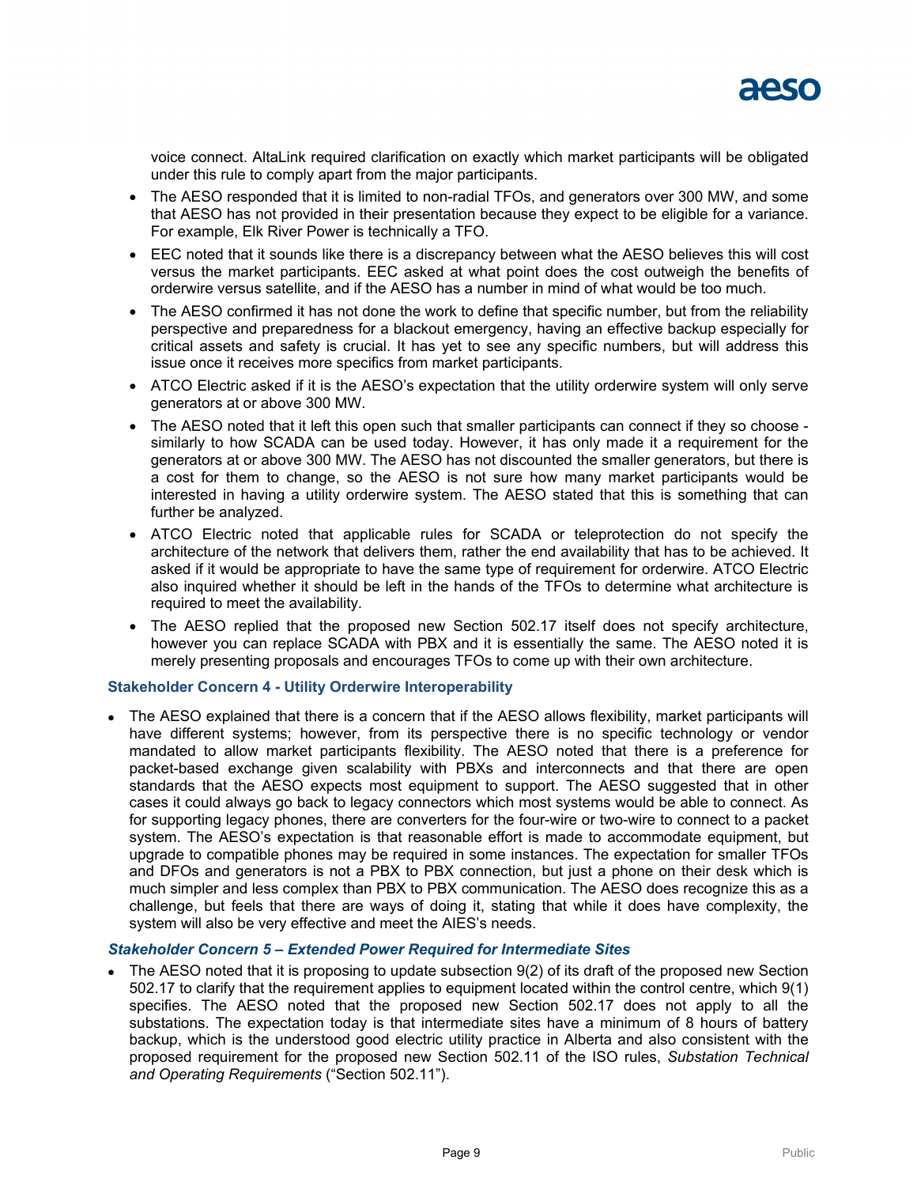voice connect. AltaLink required clarification on exactly which market participants will be obligated under this rule to comply apart from the major participants.

- The AESO responded that it is limited to non-radial TFOs, and generators over 300 MW, and some that AESO has not provided in their presentation because they expect to be eligible for a variance. For example, Elk River Power is technically a TFO.
- EEC noted that it sounds like there is a discrepancy between what the AESO believes this will cost versus the market participants. EEC asked at what point does the cost outweigh the benefits of orderwire versus satellite, and if the AESO has a number in mind of what would be too much.
- The AESO confirmed it has not done the work to define that specific number, but from the reliability perspective and preparedness for a blackout emergency, having an effective backup especially for critical assets and safety is crucial. It has yet to see any specific numbers, but will address this issue once it receives more specifics from market participants.
- ATCO Electric asked if it is the AESO's expectation that the utility orderwire system will only serve generators at or above 300 MW.
- The AESO noted that it left this open such that smaller participants can connect if they so choose - similarly to how SCADA can be used today. However, it has only made it a requirement for the generators at or above 300 MW. The AESO has not discounted the smaller generators, but there is a cost for them to change, so the AESO is not sure how many market participants would be interested in having a utility orderwire system. The AESO stated that this is something that can further be analyzed.
- ATCO Electric noted that applicable rules for SCADA or teleprotection do not specify the architecture of the network that delivers them, rather the end availability that has to be achieved. It asked if it would be appropriate to have the same type of requirement for orderwire. ATCO Electric also inquired whether it should be left in the hands of the TFOs to determine what architecture is required to meet the availability.
- The AESO replied that the proposed new Section 502.17 itself does not specify architecture, however you can replace SCADA with PBX and it is essentially the same. The AESO noted it is merely presenting proposals and encourages TFOs to come up with their own architecture.

#### Stakeholder Concern 4 - Utility Orderwire Interoperability

- The AESO explained that there is a concern that if the AESO allows flexibility, market participants will have different systems; however, from its perspective there is no specific technology or vendor mandated to allow market participants flexibility. The AESO noted that there is a preference for packet-based exchange given scalability with PBXs and interconnects and that there are open standards that the AESO expects most equipment to support. The AESO suggested that in other cases it could always go back to legacy connectors which most systems would be able to connect. As for supporting legacy phones, there are converters for the four-wire or two-wire to connect to a packet system. The AESO's expectation is that reasonable effort is made to accommodate equipment, but upgrade to compatible phones may be required in some instances. The expectation for smaller TFOs and DFOs and generators is not a PBX to PBX connection, but just a phone on their desk which is much simpler and less complex than PBX to PBX communication. The AESO does recognize this as a challenge, but feels that there are ways of doing it, stating that while it does have complexity, the system will also be very effective and meet the AIES's needs.

#### *Stakeholder Concern 5 – Extended Power Required for Intermediate Sites*

- The AESO noted that it is proposing to update subsection 9(2) of its draft of the proposed new Section 502.17 to clarify that the requirement applies to equipment located within the control centre, which 9(1) specifies. The AESO noted that the proposed new Section 502.17 does not apply to all the substations. The expectation today is that intermediate sites have a minimum of 8 hours of battery backup, which is the understood good electric utility practice in Alberta and also consistent with the proposed requirement for the proposed new Section 502.11 of the ISO rules, *Substation Technical and Operating Requirements* ("Section 502.11").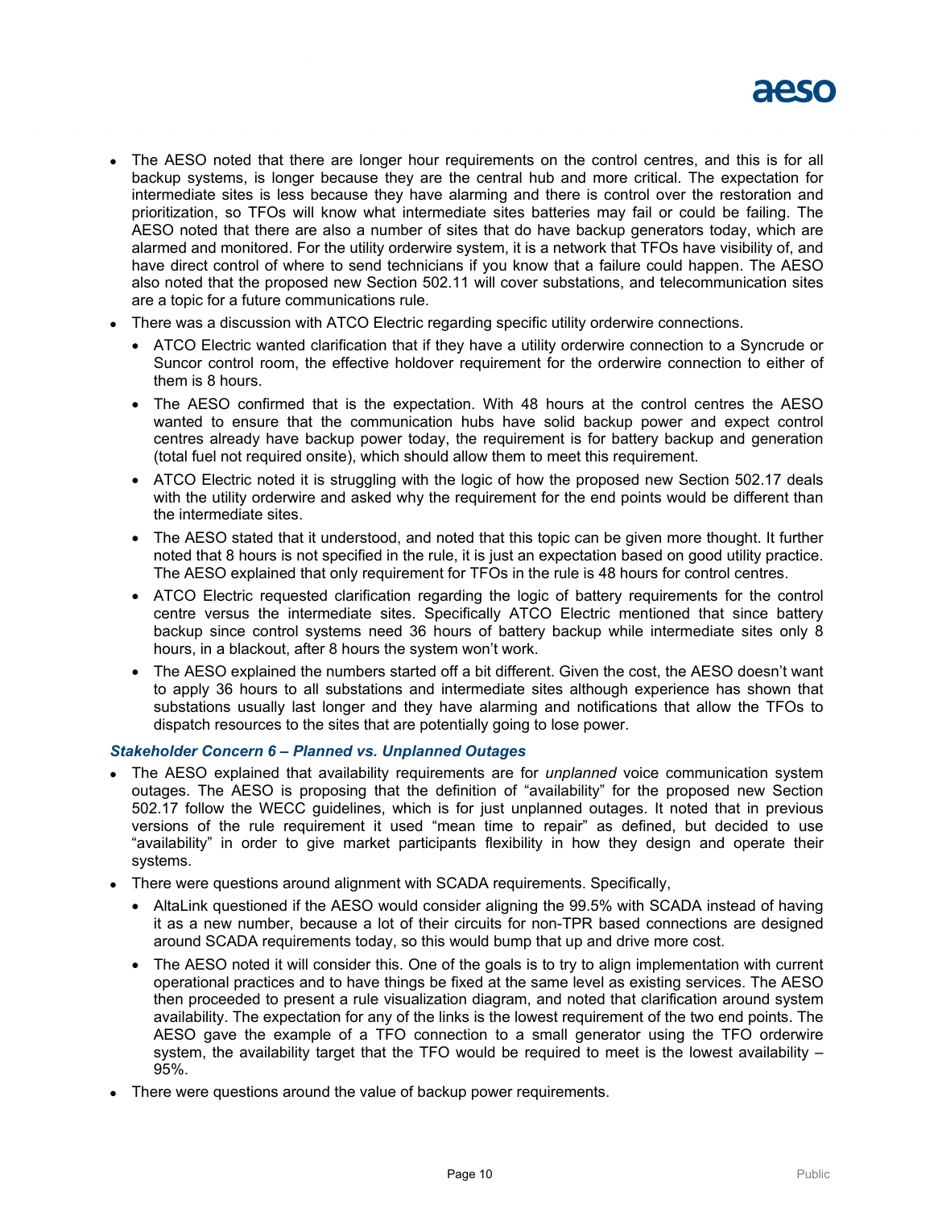- The AESO noted that there are longer hour requirements on the control centres, and this is for all backup systems, is longer because they are the central hub and more critical. The expectation for intermediate sites is less because they have alarming and there is control over the restoration and prioritization, so TFOs will know what intermediate sites batteries may fail or could be failing. The AESO noted that there are also a number of sites that do have backup generators today, which are alarmed and monitored. For the utility orderwire system, it is a network that TFOs have visibility of, and have direct control of where to send technicians if you know that a failure could happen. The AESO also noted that the proposed new Section 502.11 will cover substations, and telecommunication sites are a topic for a future communications rule.
- There was a discussion with ATCO Electric regarding specific utility orderwire connections.
  - ATCO Electric wanted clarification that if they have a utility orderwire connection to a Syncrude or Suncor control room, the effective holdover requirement for the orderwire connection to either of them is 8 hours.
  - The AESO confirmed that is the expectation. With 48 hours at the control centres the AESO wanted to ensure that the communication hubs have solid backup power and expect control centres already have backup power today, the requirement is for battery backup and generation (total fuel not required onsite), which should allow them to meet this requirement.
  - ATCO Electric noted it is struggling with the logic of how the proposed new Section 502.17 deals with the utility orderwire and asked why the requirement for the end points would be different than the intermediate sites.
  - The AESO stated that it understood, and noted that this topic can be given more thought. It further noted that 8 hours is not specified in the rule, it is just an expectation based on good utility practice. The AESO explained that only requirement for TFOs in the rule is 48 hours for control centres.
  - ATCO Electric requested clarification regarding the logic of battery requirements for the control centre versus the intermediate sites. Specifically ATCO Electric mentioned that since battery backup since control systems need 36 hours of battery backup while intermediate sites only 8 hours, in a blackout, after 8 hours the system won't work.
  - The AESO explained the numbers started off a bit different. Given the cost, the AESO doesn't want to apply 36 hours to all substations and intermediate sites although experience has shown that substations usually last longer and they have alarming and notifications that allow the TFOs to dispatch resources to the sites that are potentially going to lose power.

***Stakeholder Concern 6 – Planned vs. Unplanned Outages***

- The AESO explained that availability requirements are for *unplanned* voice communication system outages. The AESO is proposing that the definition of "availability" for the proposed new Section 502.17 follow the WECC guidelines, which is for just unplanned outages. It noted that in previous versions of the rule requirement it used "mean time to repair" as defined, but decided to use "availability" in order to give market participants flexibility in how they design and operate their systems.
- There were questions around alignment with SCADA requirements. Specifically,
  - AltaLink questioned if the AESO would consider aligning the 99.5% with SCADA instead of having it as a new number, because a lot of their circuits for non-TPR based connections are designed around SCADA requirements today, so this would bump that up and drive more cost.
  - The AESO noted it will consider this. One of the goals is to try to align implementation with current operational practices and to have things be fixed at the same level as existing services. The AESO then proceeded to present a rule visualization diagram, and noted that clarification around system availability. The expectation for any of the links is the lowest requirement of the two end points. The AESO gave the example of a TFO connection to a small generator using the TFO orderwire system, the availability target that the TFO would be required to meet is the lowest availability – 95%.
- There were questions around the value of backup power requirements.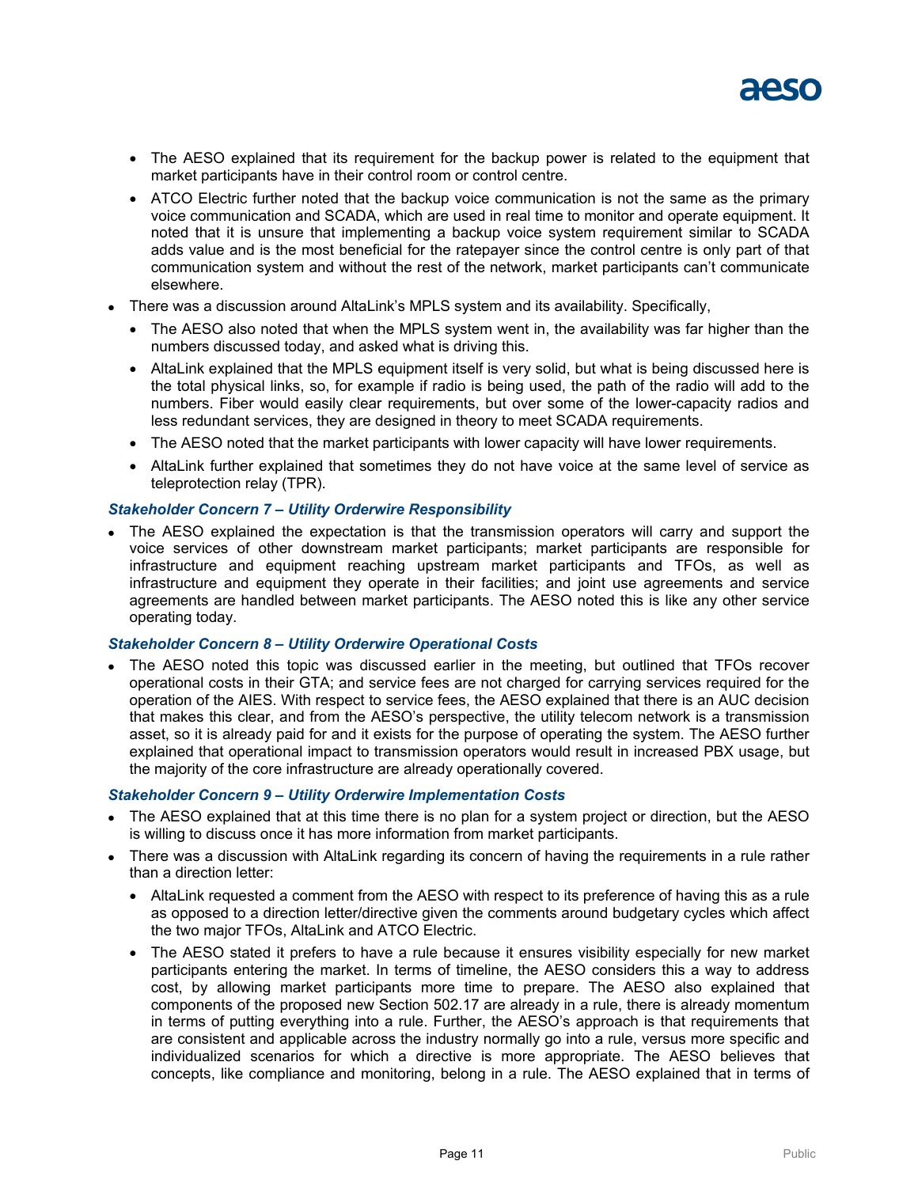- The AESO explained that its requirement for the backup power is related to the equipment that market participants have in their control room or control centre.
- ATCO Electric further noted that the backup voice communication is not the same as the primary voice communication and SCADA, which are used in real time to monitor and operate equipment. It noted that it is unsure that implementing a backup voice system requirement similar to SCADA adds value and is the most beneficial for the ratepayer since the control centre is only part of that communication system and without the rest of the network, market participants can't communicate elsewhere.

- There was a discussion around AltaLink's MPLS system and its availability. Specifically,
  - The AESO also noted that when the MPLS system went in, the availability was far higher than the numbers discussed today, and asked what is driving this.
  - AltaLink explained that the MPLS equipment itself is very solid, but what is being discussed here is the total physical links, so, for example if radio is being used, the path of the radio will add to the numbers. Fiber would easily clear requirements, but over some of the lower-capacity radios and less redundant services, they are designed in theory to meet SCADA requirements.
  - The AESO noted that the market participants with lower capacity will have lower requirements.
  - AltaLink further explained that sometimes they do not have voice at the same level of service as teleprotection relay (TPR).

***Stakeholder Concern 7 – Utility Orderwire Responsibility***

- The AESO explained the expectation is that the transmission operators will carry and support the voice services of other downstream market participants; market participants are responsible for infrastructure and equipment reaching upstream market participants and TFOs, as well as infrastructure and equipment they operate in their facilities; and joint use agreements and service agreements are handled between market participants. The AESO noted this is like any other service operating today.

***Stakeholder Concern 8 – Utility Orderwire Operational Costs***

- The AESO noted this topic was discussed earlier in the meeting, but outlined that TFOs recover operational costs in their GTA; and service fees are not charged for carrying services required for the operation of the AIES. With respect to service fees, the AESO explained that there is an AUC decision that makes this clear, and from the AESO's perspective, the utility telecom network is a transmission asset, so it is already paid for and it exists for the purpose of operating the system. The AESO further explained that operational impact to transmission operators would result in increased PBX usage, but the majority of the core infrastructure are already operationally covered.

***Stakeholder Concern 9 – Utility Orderwire Implementation Costs***

- The AESO explained that at this time there is no plan for a system project or direction, but the AESO is willing to discuss once it has more information from market participants.
- There was a discussion with AltaLink regarding its concern of having the requirements in a rule rather than a direction letter:
  - AltaLink requested a comment from the AESO with respect to its preference of having this as a rule as opposed to a direction letter/directive given the comments around budgetary cycles which affect the two major TFOs, AltaLink and ATCO Electric.
  - The AESO stated it prefers to have a rule because it ensures visibility especially for new market participants entering the market. In terms of timeline, the AESO considers this a way to address cost, by allowing market participants more time to prepare. The AESO also explained that components of the proposed new Section 502.17 are already in a rule, there is already momentum in terms of putting everything into a rule. Further, the AESO's approach is that requirements that are consistent and applicable across the industry normally go into a rule, versus more specific and individualized scenarios for which a directive is more appropriate. The AESO believes that concepts, like compliance and monitoring, belong in a rule. The AESO explained that in terms of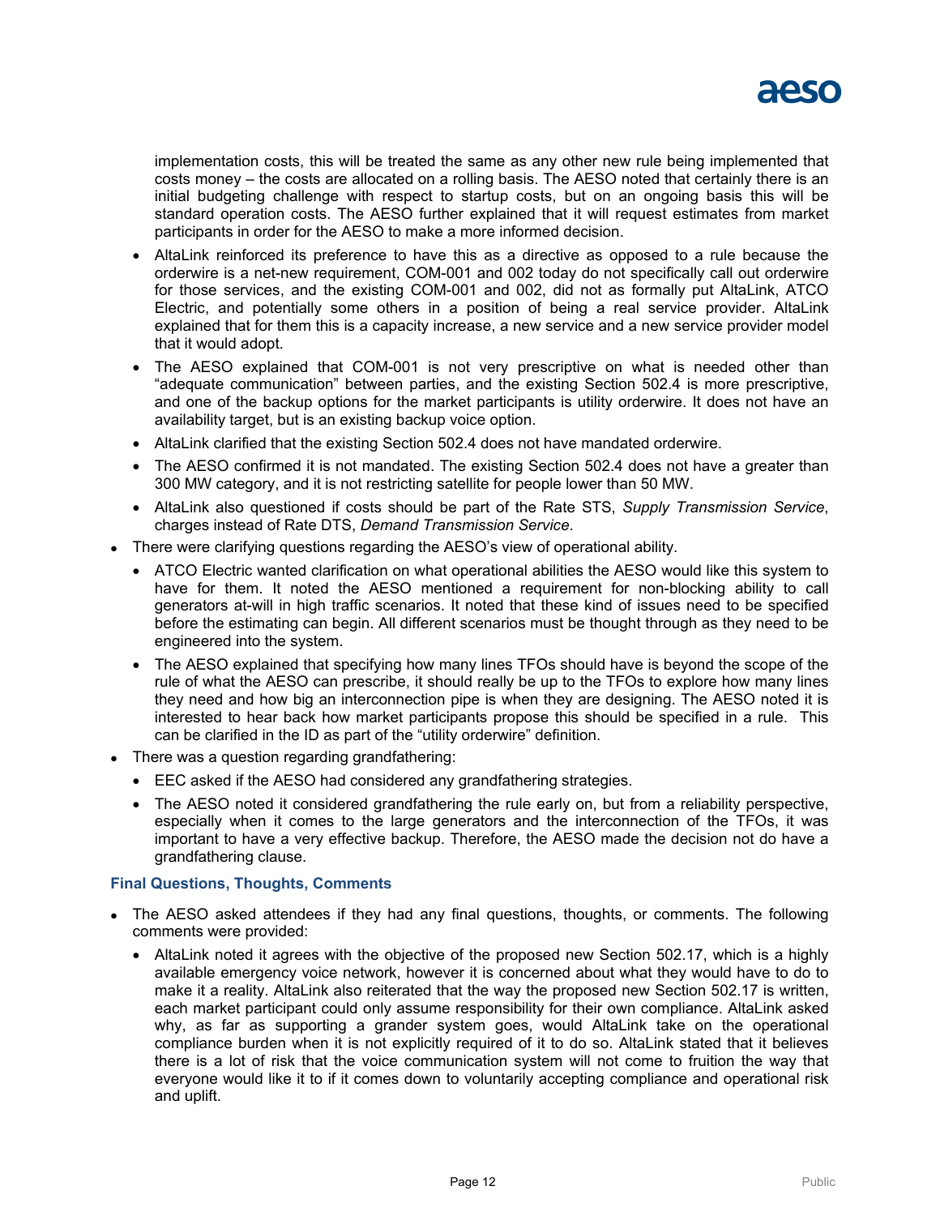implementation costs, this will be treated the same as any other new rule being implemented that costs money – the costs are allocated on a rolling basis. The AESO noted that certainly there is an initial budgeting challenge with respect to startup costs, but on an ongoing basis this will be standard operation costs. The AESO further explained that it will request estimates from market participants in order for the AESO to make a more informed decision.

  - AltaLink reinforced its preference to have this as a directive as opposed to a rule because the orderwire is a net-new requirement, COM-001 and 002 today do not specifically call out orderwire for those services, and the existing COM-001 and 002, did not as formally put AltaLink, ATCO Electric, and potentially some others in a position of being a real service provider. AltaLink explained that for them this is a capacity increase, a new service and a new service provider model that it would adopt.
  - The AESO explained that COM-001 is not very prescriptive on what is needed other than "adequate communication" between parties, and the existing Section 502.4 is more prescriptive, and one of the backup options for the market participants is utility orderwire. It does not have an availability target, but is an existing backup voice option.
  - AltaLink clarified that the existing Section 502.4 does not have mandated orderwire.
  - The AESO confirmed it is not mandated. The existing Section 502.4 does not have a greater than 300 MW category, and it is not restricting satellite for people lower than 50 MW.
  - AltaLink also questioned if costs should be part of the Rate STS, *Supply Transmission Service*, charges instead of Rate DTS, *Demand Transmission Service*.
- There were clarifying questions regarding the AESO's view of operational ability.
  - ATCO Electric wanted clarification on what operational abilities the AESO would like this system to have for them. It noted the AESO mentioned a requirement for non-blocking ability to call generators at-will in high traffic scenarios. It noted that these kind of issues need to be specified before the estimating can begin. All different scenarios must be thought through as they need to be engineered into the system.
  - The AESO explained that specifying how many lines TFOs should have is beyond the scope of the rule of what the AESO can prescribe, it should really be up to the TFOs to explore how many lines they need and how big an interconnection pipe is when they are designing. The AESO noted it is interested to hear back how market participants propose this should be specified in a rule. This can be clarified in the ID as part of the "utility orderwire" definition.
- There was a question regarding grandfathering:
  - EEC asked if the AESO had considered any grandfathering strategies.
  - The AESO noted it considered grandfathering the rule early on, but from a reliability perspective, especially when it comes to the large generators and the interconnection of the TFOs, it was important to have a very effective backup. Therefore, the AESO made the decision not do have a grandfathering clause.

### Final Questions, Thoughts, Comments

- The AESO asked attendees if they had any final questions, thoughts, or comments. The following comments were provided:
  - AltaLink noted it agrees with the objective of the proposed new Section 502.17, which is a highly available emergency voice network, however it is concerned about what they would have to do to make it a reality. AltaLink also reiterated that the way the proposed new Section 502.17 is written, each market participant could only assume responsibility for their own compliance. AltaLink asked why, as far as supporting a grander system goes, would AltaLink take on the operational compliance burden when it is not explicitly required of it to do so. AltaLink stated that it believes there is a lot of risk that the voice communication system will not come to fruition the way that everyone would like it to if it comes down to voluntarily accepting compliance and operational risk and uplift.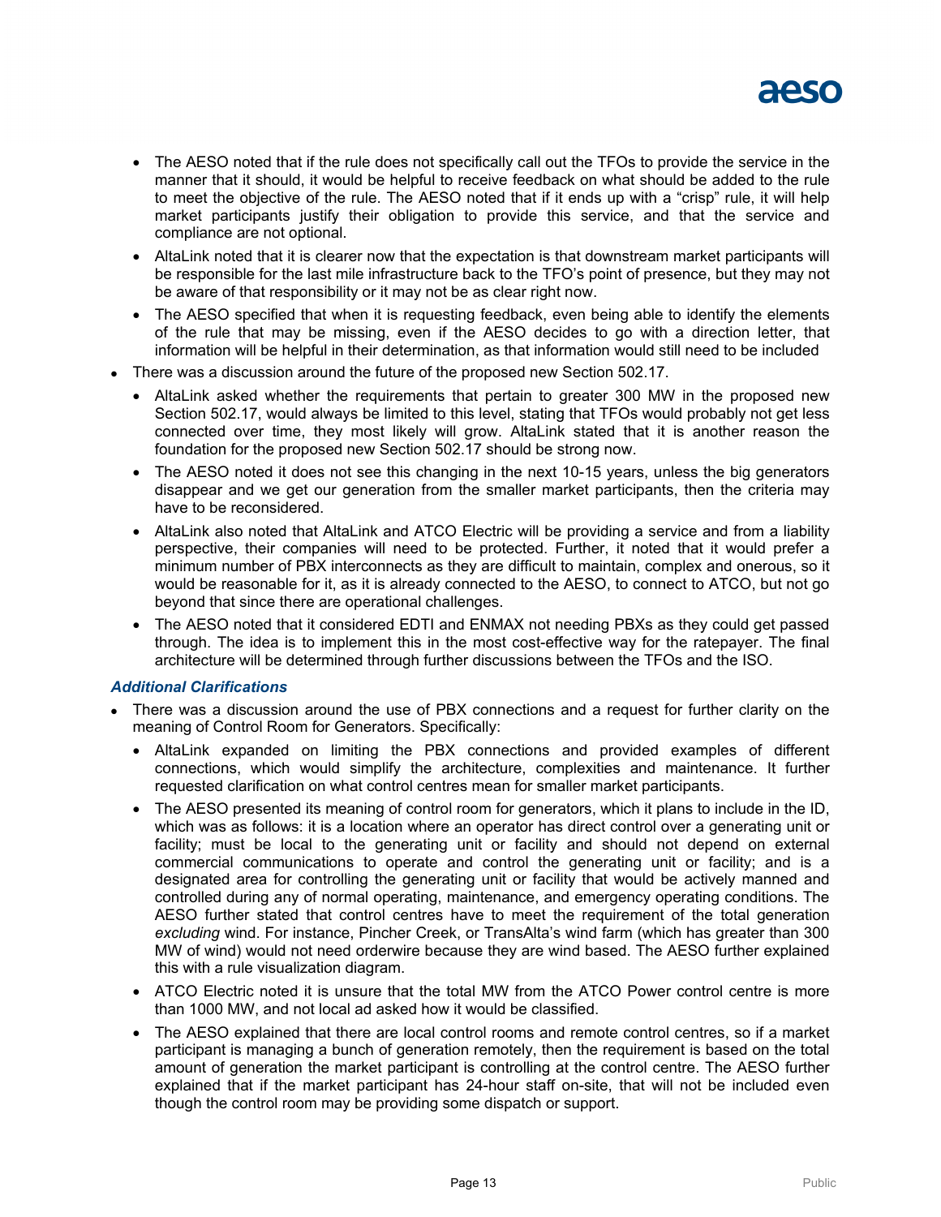- The AESO noted that if the rule does not specifically call out the TFOs to provide the service in the manner that it should, it would be helpful to receive feedback on what should be added to the rule to meet the objective of the rule. The AESO noted that if it ends up with a "crisp" rule, it will help market participants justify their obligation to provide this service, and that the service and compliance are not optional.
- AltaLink noted that it is clearer now that the expectation is that downstream market participants will be responsible for the last mile infrastructure back to the TFO's point of presence, but they may not be aware of that responsibility or it may not be as clear right now.
- The AESO specified that when it is requesting feedback, even being able to identify the elements of the rule that may be missing, even if the AESO decides to go with a direction letter, that information will be helpful in their determination, as that information would still need to be included

- There was a discussion around the future of the proposed new Section 502.17.
  - AltaLink asked whether the requirements that pertain to greater 300 MW in the proposed new Section 502.17, would always be limited to this level, stating that TFOs would probably not get less connected over time, they most likely will grow. AltaLink stated that it is another reason the foundation for the proposed new Section 502.17 should be strong now.
  - The AESO noted it does not see this changing in the next 10-15 years, unless the big generators disappear and we get our generation from the smaller market participants, then the criteria may have to be reconsidered.
  - AltaLink also noted that AltaLink and ATCO Electric will be providing a service and from a liability perspective, their companies will need to be protected. Further, it noted that it would prefer a minimum number of PBX interconnects as they are difficult to maintain, complex and onerous, so it would be reasonable for it, as it is already connected to the AESO, to connect to ATCO, but not go beyond that since there are operational challenges.
  - The AESO noted that it considered EDTI and ENMAX not needing PBXs as they could get passed through. The idea is to implement this in the most cost-effective way for the ratepayer. The final architecture will be determined through further discussions between the TFOs and the ISO.

### *Additional Clarifications*

- There was a discussion around the use of PBX connections and a request for further clarity on the meaning of Control Room for Generators. Specifically:
  - AltaLink expanded on limiting the PBX connections and provided examples of different connections, which would simplify the architecture, complexities and maintenance. It further requested clarification on what control centres mean for smaller market participants.
  - The AESO presented its meaning of control room for generators, which it plans to include in the ID, which was as follows: it is a location where an operator has direct control over a generating unit or facility; must be local to the generating unit or facility and should not depend on external commercial communications to operate and control the generating unit or facility; and is a designated area for controlling the generating unit or facility that would be actively manned and controlled during any of normal operating, maintenance, and emergency operating conditions. The AESO further stated that control centres have to meet the requirement of the total generation *excluding* wind. For instance, Pincher Creek, or TransAlta's wind farm (which has greater than 300 MW of wind) would not need orderwire because they are wind based. The AESO further explained this with a rule visualization diagram.
  - ATCO Electric noted it is unsure that the total MW from the ATCO Power control centre is more than 1000 MW, and not local ad asked how it would be classified.
  - The AESO explained that there are local control rooms and remote control centres, so if a market participant is managing a bunch of generation remotely, then the requirement is based on the total amount of generation the market participant is controlling at the control centre. The AESO further explained that if the market participant has 24-hour staff on-site, that will not be included even though the control room may be providing some dispatch or support.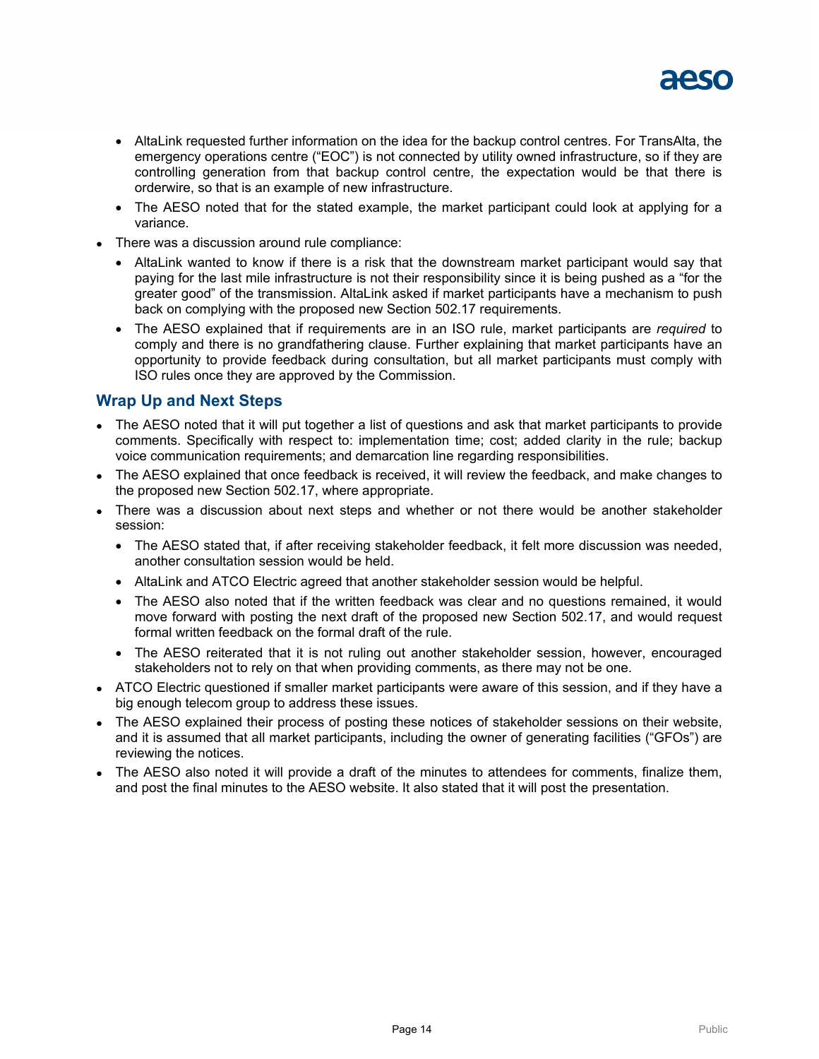- AltaLink requested further information on the idea for the backup control centres. For TransAlta, the emergency operations centre ("EOC") is not connected by utility owned infrastructure, so if they are controlling generation from that backup control centre, the expectation would be that there is orderwire, so that is an example of new infrastructure.
- The AESO noted that for the stated example, the market participant could look at applying for a variance.

- There was a discussion around rule compliance:
  - AltaLink wanted to know if there is a risk that the downstream market participant would say that paying for the last mile infrastructure is not their responsibility since it is being pushed as a "for the greater good" of the transmission. AltaLink asked if market participants have a mechanism to push back on complying with the proposed new Section 502.17 requirements.
  - The AESO explained that if requirements are in an ISO rule, market participants are *required* to comply and there is no grandfathering clause. Further explaining that market participants have an opportunity to provide feedback during consultation, but all market participants must comply with ISO rules once they are approved by the Commission.

## Wrap Up and Next Steps

- The AESO noted that it will put together a list of questions and ask that market participants to provide comments. Specifically with respect to: implementation time; cost; added clarity in the rule; backup voice communication requirements; and demarcation line regarding responsibilities.
- The AESO explained that once feedback is received, it will review the feedback, and make changes to the proposed new Section 502.17, where appropriate.
- There was a discussion about next steps and whether or not there would be another stakeholder session:
  - The AESO stated that, if after receiving stakeholder feedback, it felt more discussion was needed, another consultation session would be held.
  - AltaLink and ATCO Electric agreed that another stakeholder session would be helpful.
  - The AESO also noted that if the written feedback was clear and no questions remained, it would move forward with posting the next draft of the proposed new Section 502.17, and would request formal written feedback on the formal draft of the rule.
  - The AESO reiterated that it is not ruling out another stakeholder session, however, encouraged stakeholders not to rely on that when providing comments, as there may not be one.
- ATCO Electric questioned if smaller market participants were aware of this session, and if they have a big enough telecom group to address these issues.
- The AESO explained their process of posting these notices of stakeholder sessions on their website, and it is assumed that all market participants, including the owner of generating facilities ("GFOs") are reviewing the notices.
- The AESO also noted it will provide a draft of the minutes to attendees for comments, finalize them, and post the final minutes to the AESO website. It also stated that it will post the presentation.